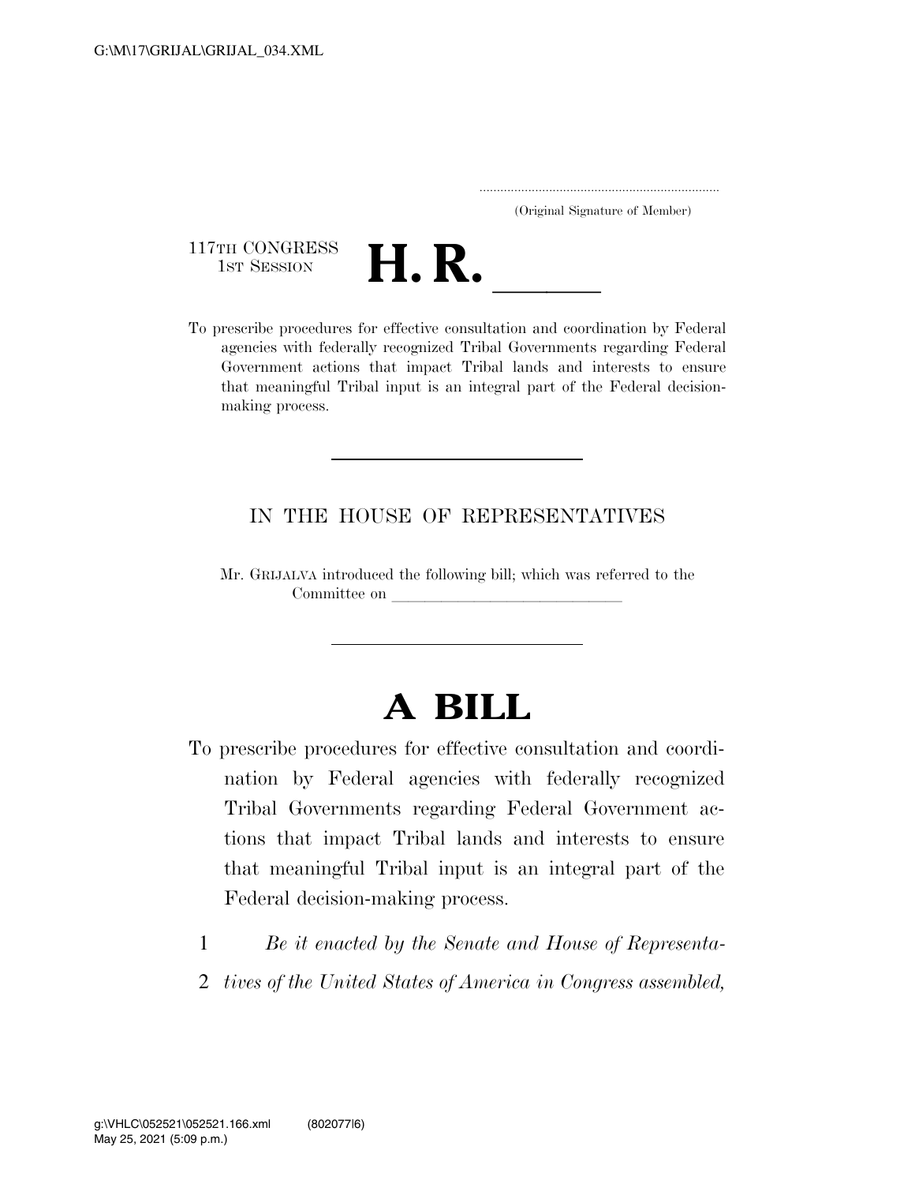(Original Signature of Member)

117TH CONGRESS
1ST SESSION

# H. R. \_\_\_\_\_

To prescribe procedures for effective consultation and coordination by Federal agencies with federally recognized Tribal Governments regarding Federal Government actions that impact Tribal lands and interests to ensure that meaningful Tribal input is an integral part of the Federal decision-making process.

---

IN THE HOUSE OF REPRESENTATIVES

Mr. GRIJALVA introduced the following bill; which was referred to the Committee on \_\_\_\_\_\_\_\_\_\_\_\_\_\_\_\_\_\_\_\_\_\_\_\_\_\_\_\_

---

# A BILL

To prescribe procedures for effective consultation and coordination by Federal agencies with federally recognized Tribal Governments regarding Federal Government actions that impact Tribal lands and interests to ensure that meaningful Tribal input is an integral part of the Federal decision-making process.

1 *Be it enacted by the Senate and House of Representa-*
2 *tives of the United States of America in Congress assembled,*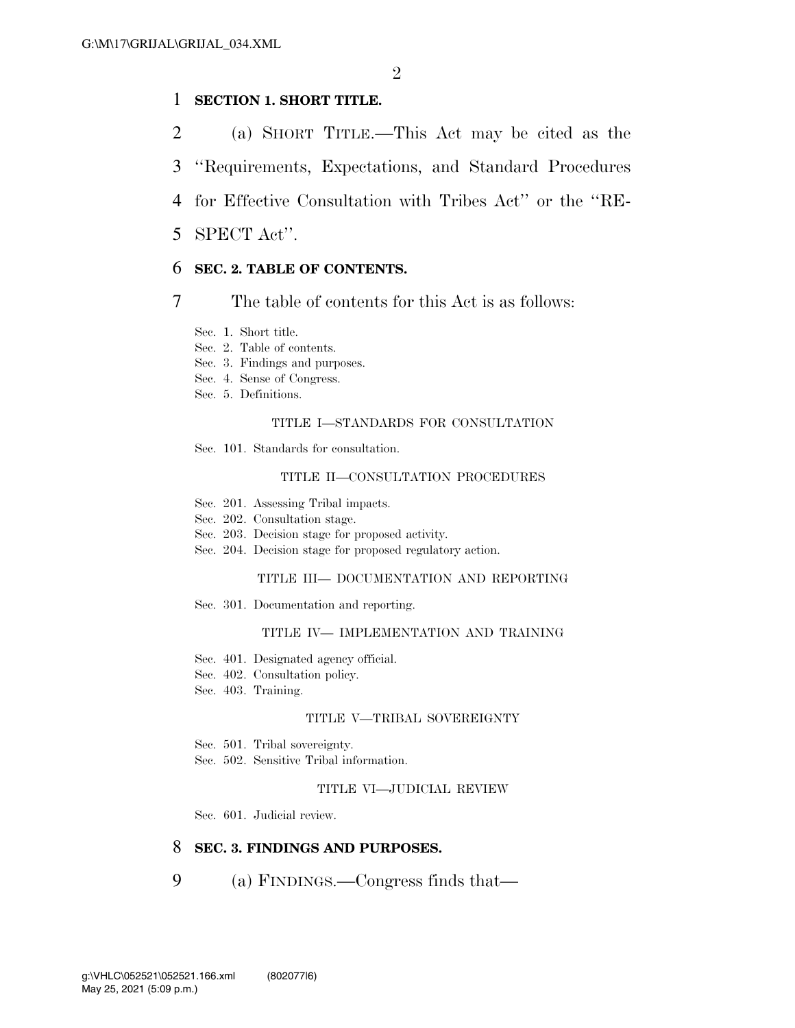**SECTION 1. SHORT TITLE.**

(a) SHORT TITLE.—This Act may be cited as the ''Requirements, Expectations, and Standard Procedures for Effective Consultation with Tribes Act'' or the ''RESPECT Act''.

**SEC. 2. TABLE OF CONTENTS.**

The table of contents for this Act is as follows:

Sec. 1. Short title.
Sec. 2. Table of contents.
Sec. 3. Findings and purposes.
Sec. 4. Sense of Congress.
Sec. 5. Definitions.

TITLE I—STANDARDS FOR CONSULTATION

Sec. 101. Standards for consultation.

TITLE II—CONSULTATION PROCEDURES

Sec. 201. Assessing Tribal impacts.
Sec. 202. Consultation stage.
Sec. 203. Decision stage for proposed activity.
Sec. 204. Decision stage for proposed regulatory action.

TITLE III— DOCUMENTATION AND REPORTING

Sec. 301. Documentation and reporting.

TITLE IV— IMPLEMENTATION AND TRAINING

Sec. 401. Designated agency official.
Sec. 402. Consultation policy.
Sec. 403. Training.

TITLE V—TRIBAL SOVEREIGNTY

Sec. 501. Tribal sovereignty.
Sec. 502. Sensitive Tribal information.

TITLE VI—JUDICIAL REVIEW

Sec. 601. Judicial review.

**SEC. 3. FINDINGS AND PURPOSES.**

(a) FINDINGS.—Congress finds that—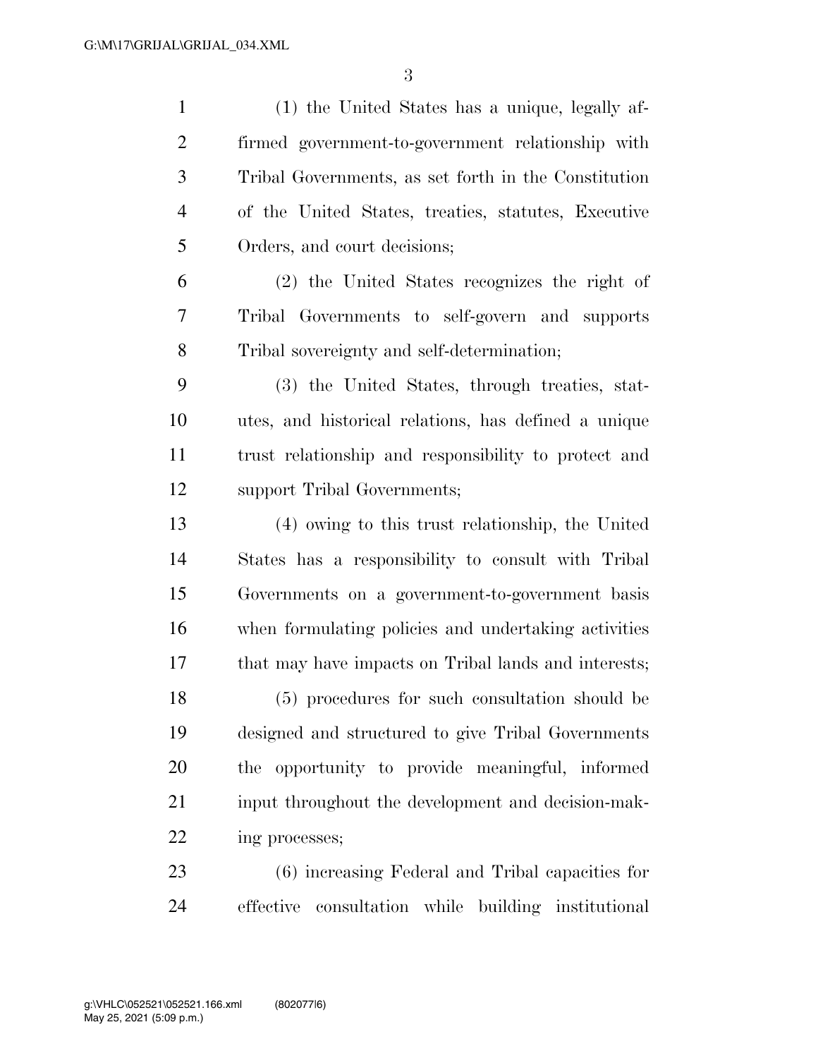(1) the United States has a unique, legally affirmed government-to-government relationship with Tribal Governments, as set forth in the Constitution of the United States, treaties, statutes, Executive Orders, and court decisions;

(2) the United States recognizes the right of Tribal Governments to self-govern and supports Tribal sovereignty and self-determination;

(3) the United States, through treaties, statutes, and historical relations, has defined a unique trust relationship and responsibility to protect and support Tribal Governments;

(4) owing to this trust relationship, the United States has a responsibility to consult with Tribal Governments on a government-to-government basis when formulating policies and undertaking activities that may have impacts on Tribal lands and interests;

(5) procedures for such consultation should be designed and structured to give Tribal Governments the opportunity to provide meaningful, informed input throughout the development and decision-making processes;

(6) increasing Federal and Tribal capacities for effective consultation while building institutional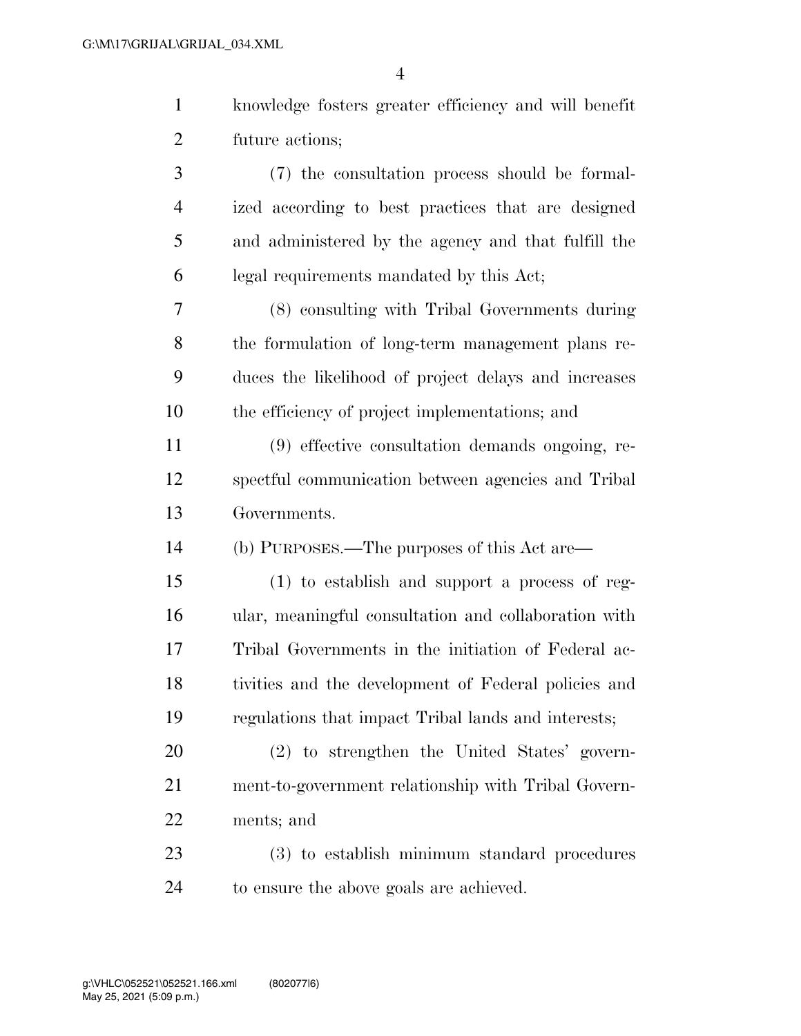knowledge fosters greater efficiency and will benefit future actions;

(7) the consultation process should be formalized according to best practices that are designed and administered by the agency and that fulfill the legal requirements mandated by this Act;

(8) consulting with Tribal Governments during the formulation of long-term management plans reduces the likelihood of project delays and increases the efficiency of project implementations; and

(9) effective consultation demands ongoing, respectful communication between agencies and Tribal Governments.

(b) PURPOSES.—The purposes of this Act are—

(1) to establish and support a process of regular, meaningful consultation and collaboration with Tribal Governments in the initiation of Federal activities and the development of Federal policies and regulations that impact Tribal lands and interests;

(2) to strengthen the United States' government-to-government relationship with Tribal Governments; and

(3) to establish minimum standard procedures to ensure the above goals are achieved.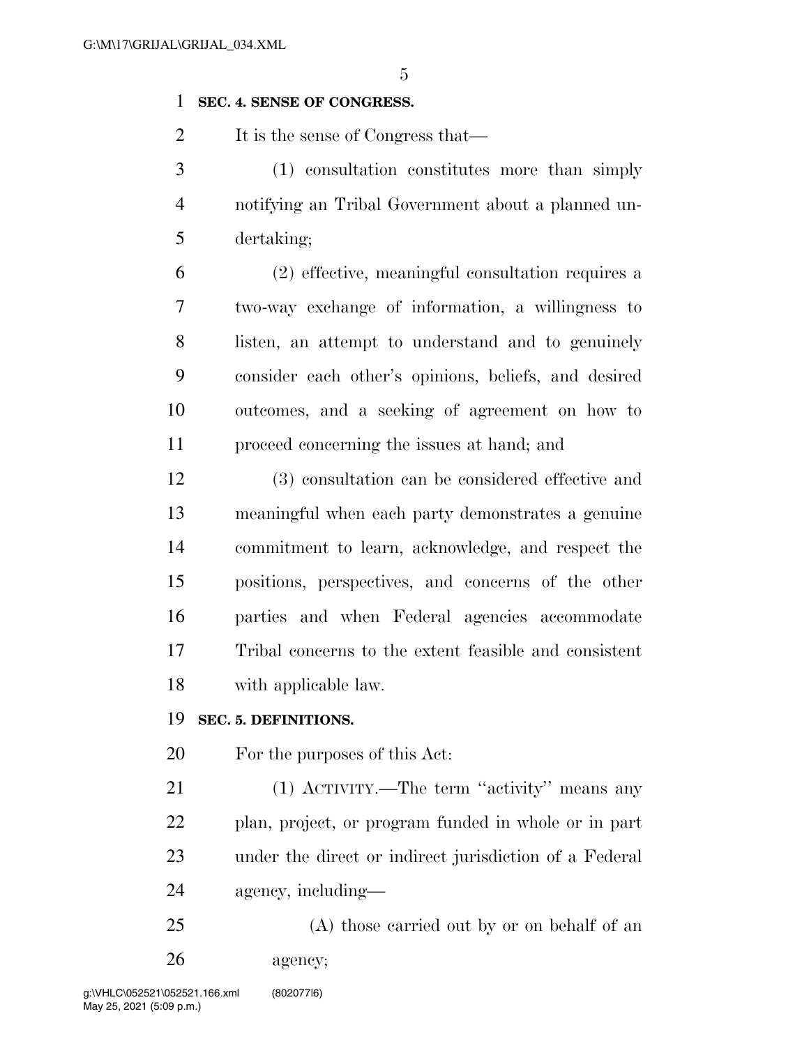**SEC. 4. SENSE OF CONGRESS.**

It is the sense of Congress that—

(1) consultation constitutes more than simply notifying an Tribal Government about a planned undertaking;

(2) effective, meaningful consultation requires a two-way exchange of information, a willingness to listen, an attempt to understand and to genuinely consider each other's opinions, beliefs, and desired outcomes, and a seeking of agreement on how to proceed concerning the issues at hand; and

(3) consultation can be considered effective and meaningful when each party demonstrates a genuine commitment to learn, acknowledge, and respect the positions, perspectives, and concerns of the other parties and when Federal agencies accommodate Tribal concerns to the extent feasible and consistent with applicable law.

**SEC. 5. DEFINITIONS.**

For the purposes of this Act:

(1) ACTIVITY.—The term "activity" means any plan, project, or program funded in whole or in part under the direct or indirect jurisdiction of a Federal agency, including—

(A) those carried out by or on behalf of an agency;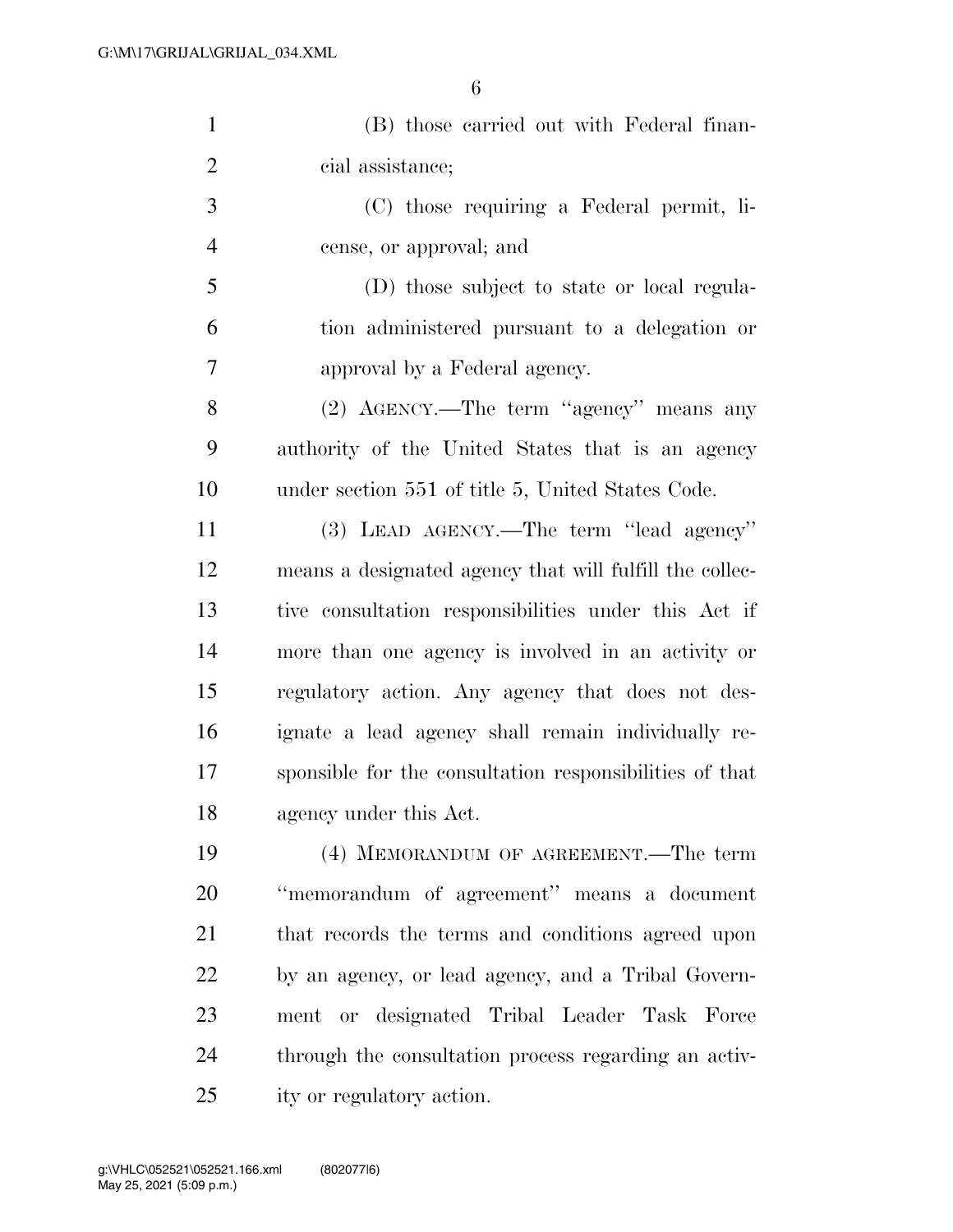(B) those carried out with Federal financial assistance;

(C) those requiring a Federal permit, license, or approval; and

(D) those subject to state or local regulation administered pursuant to a delegation or approval by a Federal agency.

(2) AGENCY.—The term ''agency'' means any authority of the United States that is an agency under section 551 of title 5, United States Code.

(3) LEAD AGENCY.—The term ''lead agency'' means a designated agency that will fulfill the collective consultation responsibilities under this Act if more than one agency is involved in an activity or regulatory action. Any agency that does not designate a lead agency shall remain individually responsible for the consultation responsibilities of that agency under this Act.

(4) MEMORANDUM OF AGREEMENT.—The term ''memorandum of agreement'' means a document that records the terms and conditions agreed upon by an agency, or lead agency, and a Tribal Government or designated Tribal Leader Task Force through the consultation process regarding an activity or regulatory action.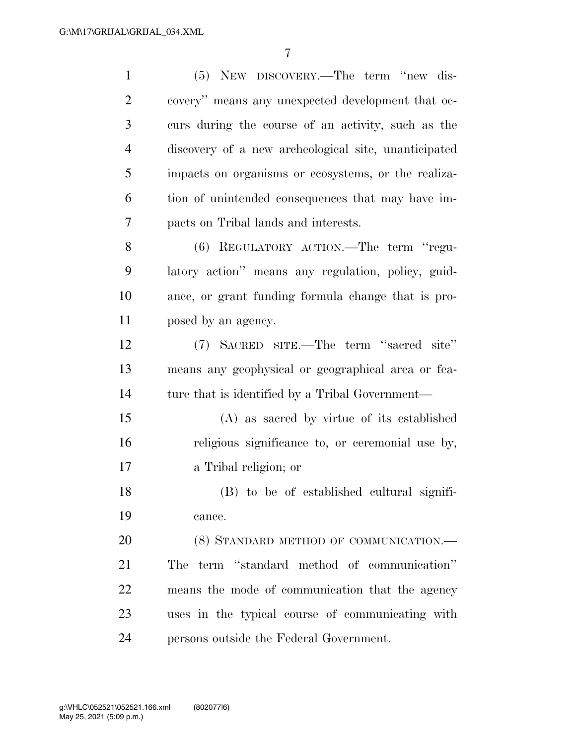(5) NEW DISCOVERY.—The term "new discovery" means any unexpected development that occurs during the course of an activity, such as the discovery of a new archeological site, unanticipated impacts on organisms or ecosystems, or the realization of unintended consequences that may have impacts on Tribal lands and interests.

(6) REGULATORY ACTION.—The term "regulatory action" means any regulation, policy, guidance, or grant funding formula change that is proposed by an agency.

(7) SACRED SITE.—The term "sacred site" means any geophysical or geographical area or feature that is identified by a Tribal Government—

(A) as sacred by virtue of its established religious significance to, or ceremonial use by, a Tribal religion; or

(B) to be of established cultural significance.

(8) STANDARD METHOD OF COMMUNICATION.—The term "standard method of communication" means the mode of communication that the agency uses in the typical course of communicating with persons outside the Federal Government.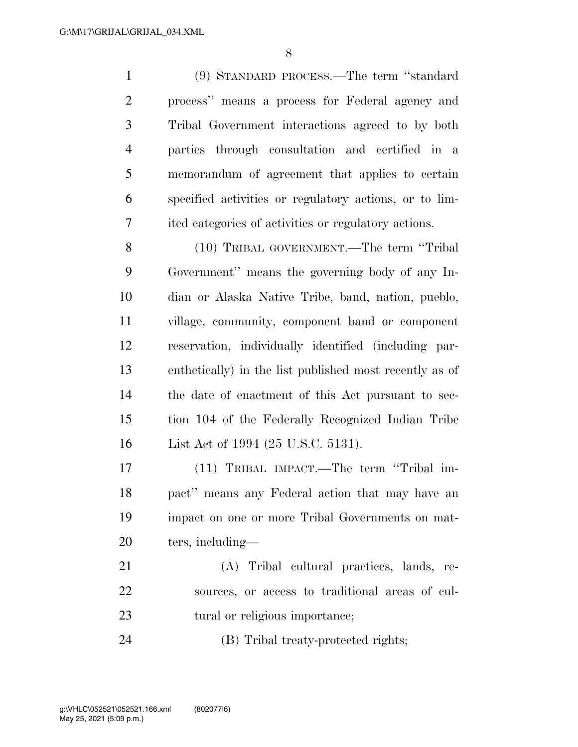(9) STANDARD PROCESS.—The term ''standard process'' means a process for Federal agency and Tribal Government interactions agreed to by both parties through consultation and certified in a memorandum of agreement that applies to certain specified activities or regulatory actions, or to limited categories of activities or regulatory actions.

(10) TRIBAL GOVERNMENT.—The term ''Tribal Government'' means the governing body of any Indian or Alaska Native Tribe, band, nation, pueblo, village, community, component band or component reservation, individually identified (including parenthetically) in the list published most recently as of the date of enactment of this Act pursuant to section 104 of the Federally Recognized Indian Tribe List Act of 1994 (25 U.S.C. 5131).

(11) TRIBAL IMPACT.—The term ''Tribal impact'' means any Federal action that may have an impact on one or more Tribal Governments on matters, including—

(A) Tribal cultural practices, lands, resources, or access to traditional areas of cultural or religious importance;

(B) Tribal treaty-protected rights;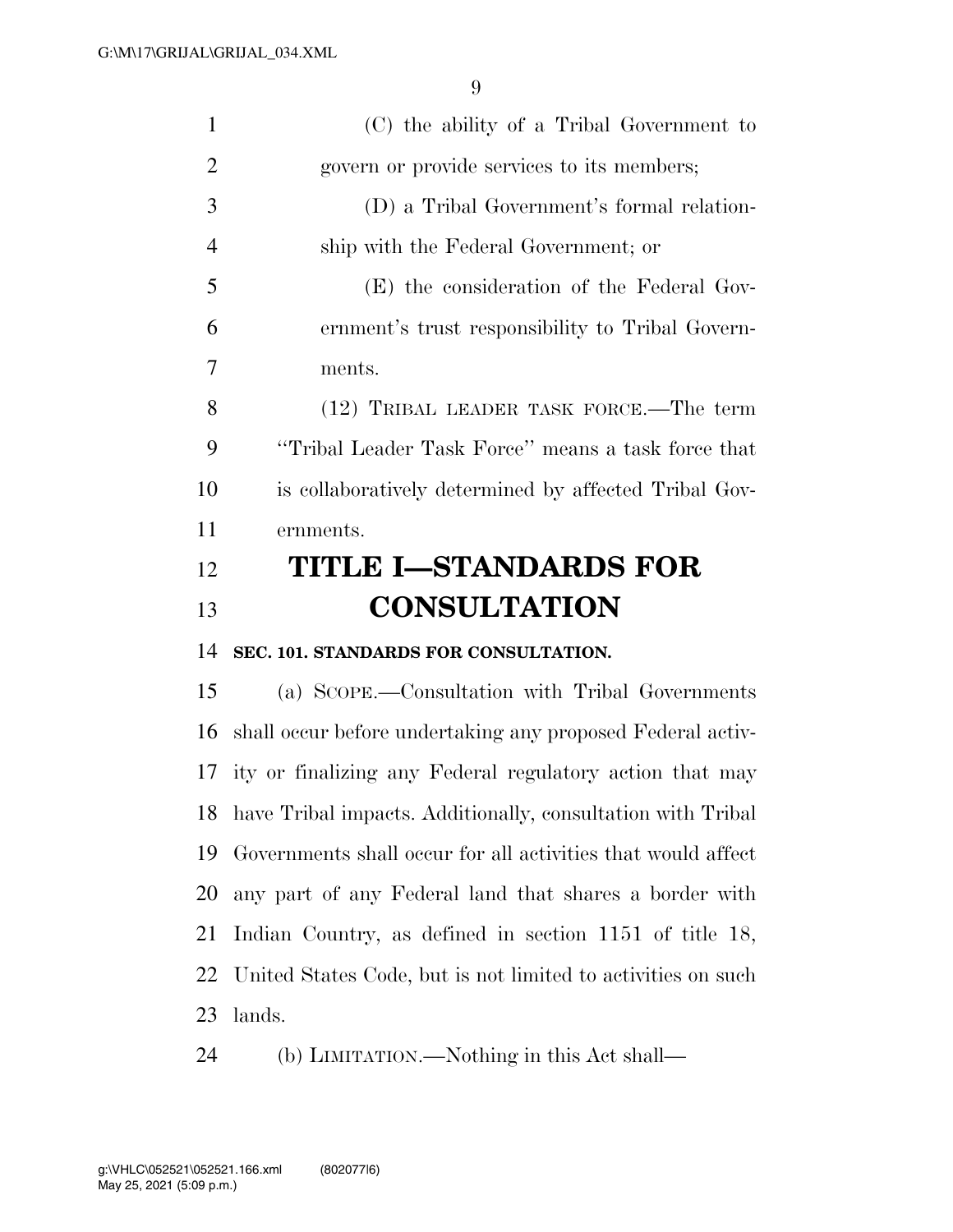(C) the ability of a Tribal Government to govern or provide services to its members;

(D) a Tribal Government's formal relationship with the Federal Government; or

(E) the consideration of the Federal Government's trust responsibility to Tribal Governments.

(12) TRIBAL LEADER TASK FORCE.—The term ''Tribal Leader Task Force'' means a task force that is collaboratively determined by affected Tribal Governments.

# TITLE I—STANDARDS FOR CONSULTATION

### SEC. 101. STANDARDS FOR CONSULTATION.

(a) SCOPE.—Consultation with Tribal Governments shall occur before undertaking any proposed Federal activity or finalizing any Federal regulatory action that may have Tribal impacts. Additionally, consultation with Tribal Governments shall occur for all activities that would affect any part of any Federal land that shares a border with Indian Country, as defined in section 1151 of title 18, United States Code, but is not limited to activities on such lands.

(b) LIMITATION.—Nothing in this Act shall—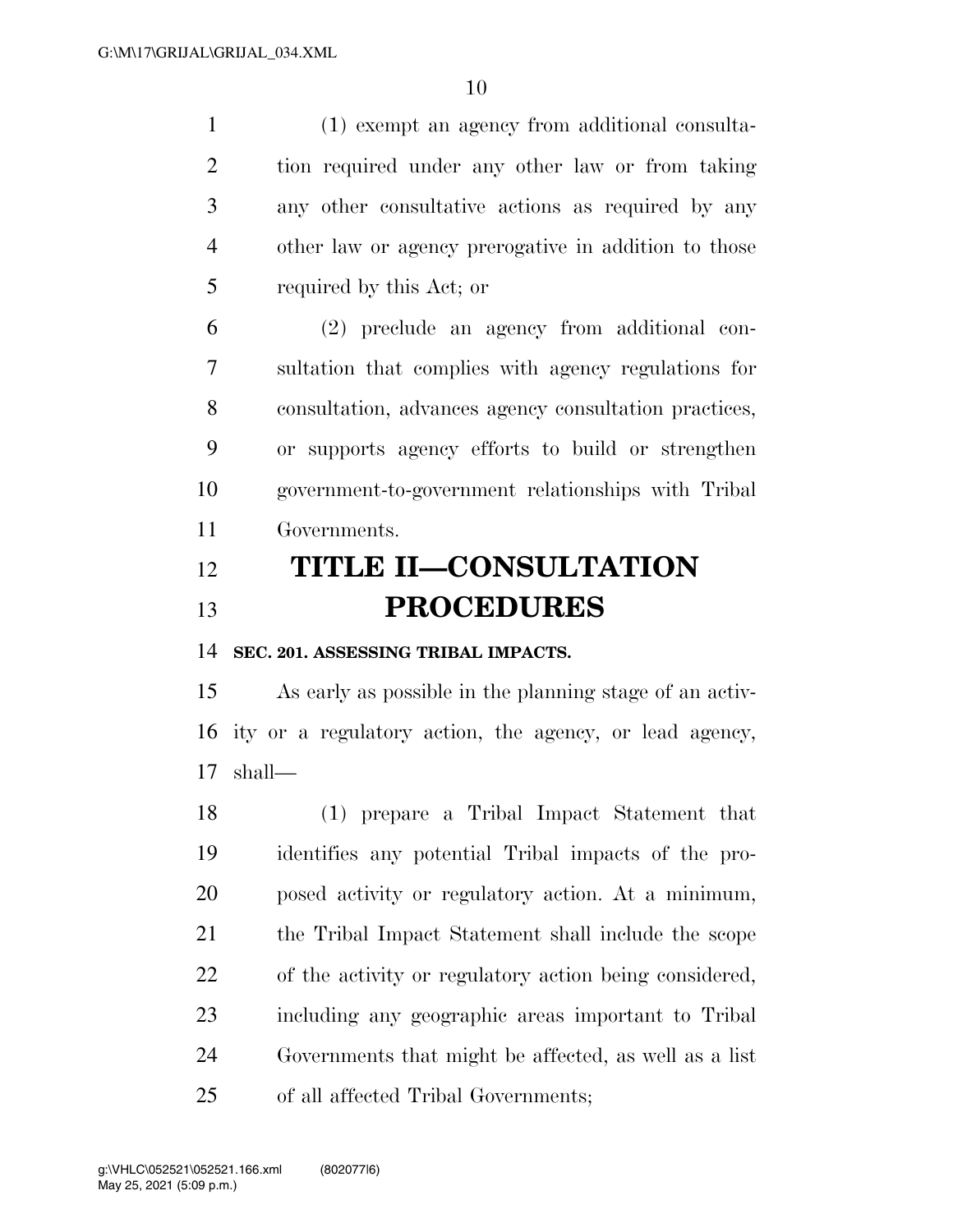(1) exempt an agency from additional consultation required under any other law or from taking any other consultative actions as required by any other law or agency prerogative in addition to those required by this Act; or

(2) preclude an agency from additional consultation that complies with agency regulations for consultation, advances agency consultation practices, or supports agency efforts to build or strengthen government-to-government relationships with Tribal Governments.

# TITLE II—CONSULTATION PROCEDURES

### SEC. 201. ASSESSING TRIBAL IMPACTS.

As early as possible in the planning stage of an activity or a regulatory action, the agency, or lead agency, shall—

(1) prepare a Tribal Impact Statement that identifies any potential Tribal impacts of the proposed activity or regulatory action. At a minimum, the Tribal Impact Statement shall include the scope of the activity or regulatory action being considered, including any geographic areas important to Tribal Governments that might be affected, as well as a list of all affected Tribal Governments;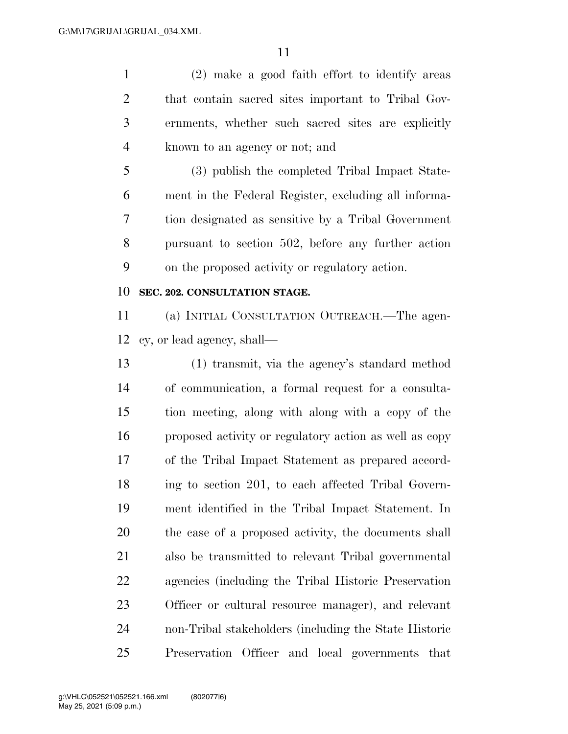(2) make a good faith effort to identify areas that contain sacred sites important to Tribal Governments, whether such sacred sites are explicitly known to an agency or not; and

(3) publish the completed Tribal Impact Statement in the Federal Register, excluding all information designated as sensitive by a Tribal Government pursuant to section 502, before any further action on the proposed activity or regulatory action.

**SEC. 202. CONSULTATION STAGE.**

(a) INITIAL CONSULTATION OUTREACH.—The agency, or lead agency, shall—

(1) transmit, via the agency's standard method of communication, a formal request for a consultation meeting, along with along with a copy of the proposed activity or regulatory action as well as copy of the Tribal Impact Statement as prepared according to section 201, to each affected Tribal Government identified in the Tribal Impact Statement. In the case of a proposed activity, the documents shall also be transmitted to relevant Tribal governmental agencies (including the Tribal Historic Preservation Officer or cultural resource manager), and relevant non-Tribal stakeholders (including the State Historic Preservation Officer and local governments that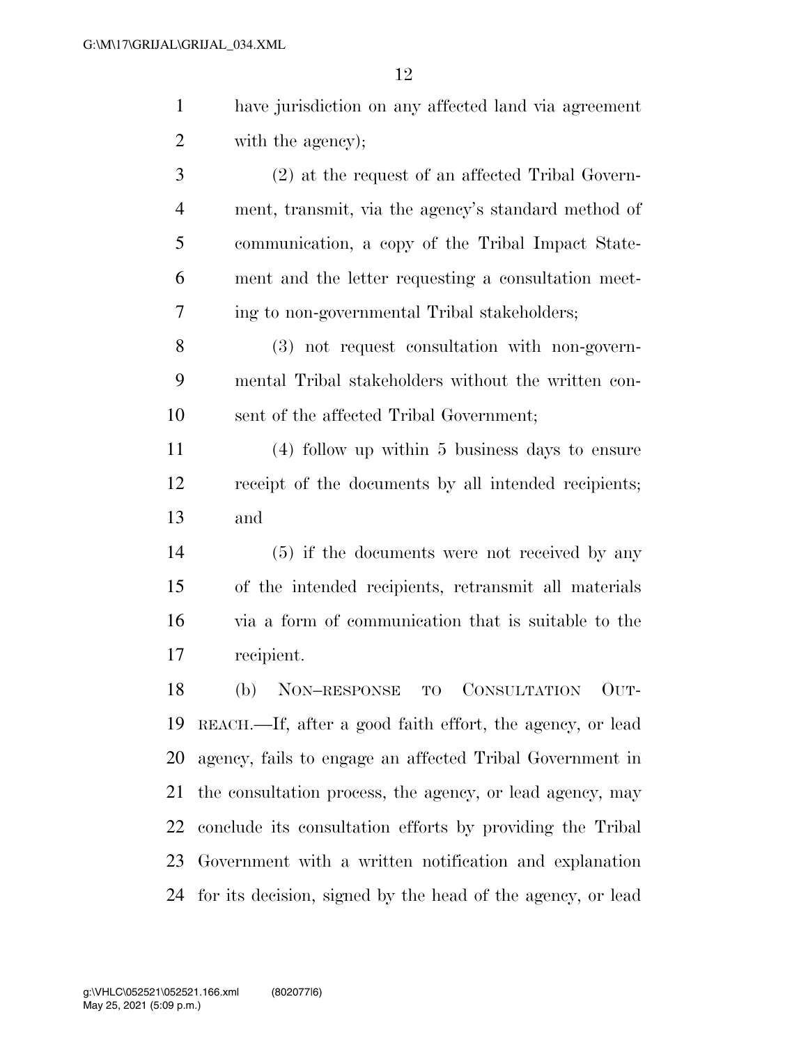have jurisdiction on any affected land via agreement with the agency);

(2) at the request of an affected Tribal Government, transmit, via the agency's standard method of communication, a copy of the Tribal Impact Statement and the letter requesting a consultation meeting to non-governmental Tribal stakeholders;

(3) not request consultation with non-governmental Tribal stakeholders without the written consent of the affected Tribal Government;

(4) follow up within 5 business days to ensure receipt of the documents by all intended recipients; and

(5) if the documents were not received by any of the intended recipients, retransmit all materials via a form of communication that is suitable to the recipient.

(b) NON–RESPONSE TO CONSULTATION OUTREACH.—If, after a good faith effort, the agency, or lead agency, fails to engage an affected Tribal Government in the consultation process, the agency, or lead agency, may conclude its consultation efforts by providing the Tribal Government with a written notification and explanation for its decision, signed by the head of the agency, or lead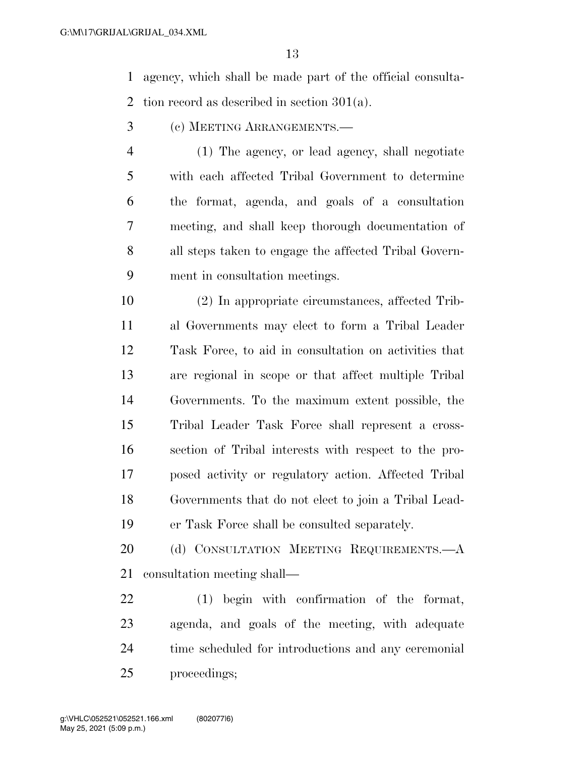agency, which shall be made part of the official consultation record as described in section 301(a).

(c) MEETING ARRANGEMENTS.—

(1) The agency, or lead agency, shall negotiate with each affected Tribal Government to determine the format, agenda, and goals of a consultation meeting, and shall keep thorough documentation of all steps taken to engage the affected Tribal Government in consultation meetings.

(2) In appropriate circumstances, affected Tribal Governments may elect to form a Tribal Leader Task Force, to aid in consultation on activities that are regional in scope or that affect multiple Tribal Governments. To the maximum extent possible, the Tribal Leader Task Force shall represent a cross-section of Tribal interests with respect to the proposed activity or regulatory action. Affected Tribal Governments that do not elect to join a Tribal Leader Task Force shall be consulted separately.

(d) CONSULTATION MEETING REQUIREMENTS.—A consultation meeting shall—

(1) begin with confirmation of the format, agenda, and goals of the meeting, with adequate time scheduled for introductions and any ceremonial proceedings;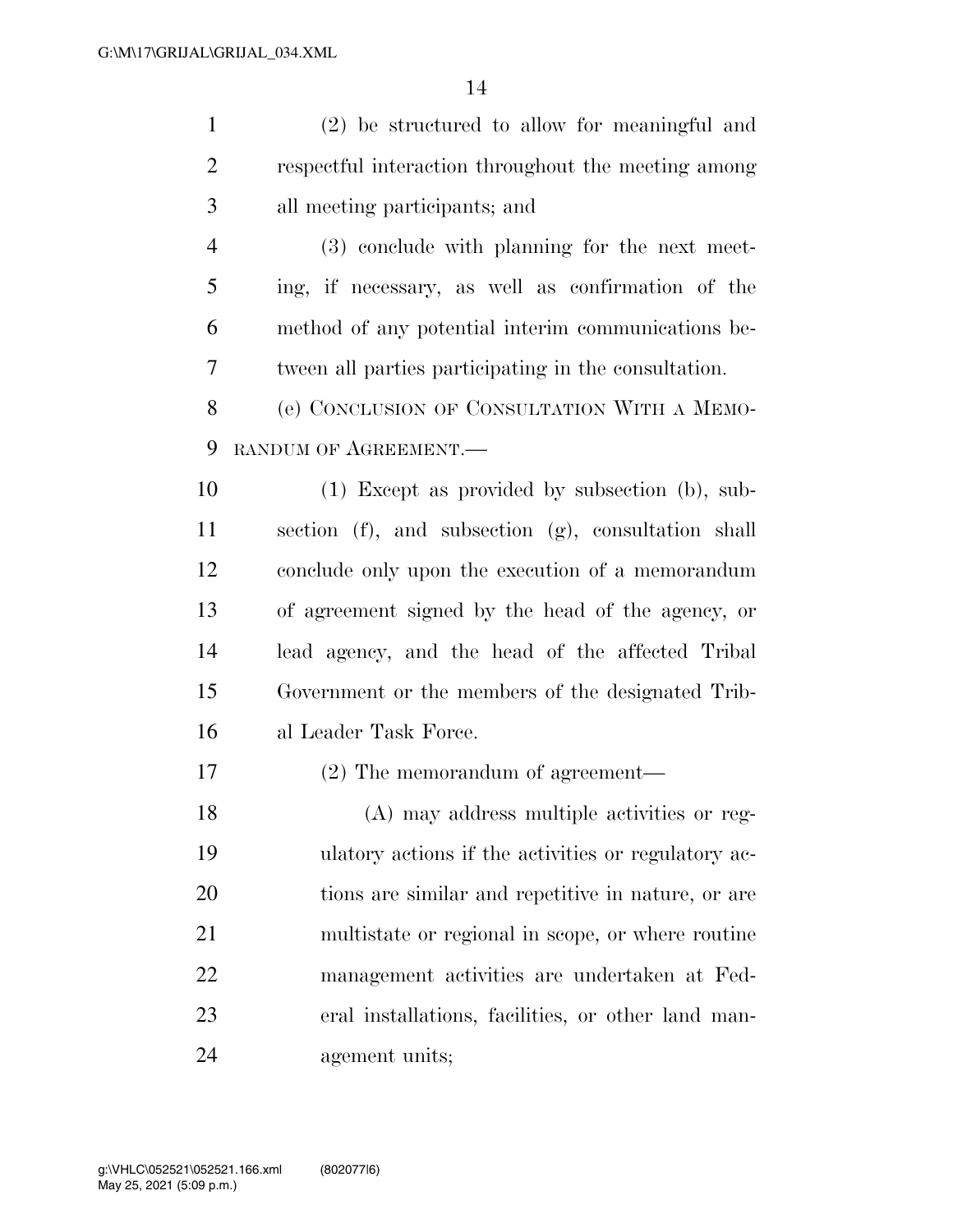(2) be structured to allow for meaningful and respectful interaction throughout the meeting among all meeting participants; and

(3) conclude with planning for the next meeting, if necessary, as well as confirmation of the method of any potential interim communications between all parties participating in the consultation.

(e) CONCLUSION OF CONSULTATION WITH A MEMORANDUM OF AGREEMENT.—

(1) Except as provided by subsection (b), subsection (f), and subsection (g), consultation shall conclude only upon the execution of a memorandum of agreement signed by the head of the agency, or lead agency, and the head of the affected Tribal Government or the members of the designated Tribal Leader Task Force.

(2) The memorandum of agreement—

(A) may address multiple activities or regulatory actions if the activities or regulatory actions are similar and repetitive in nature, or are multistate or regional in scope, or where routine management activities are undertaken at Federal installations, facilities, or other land management units;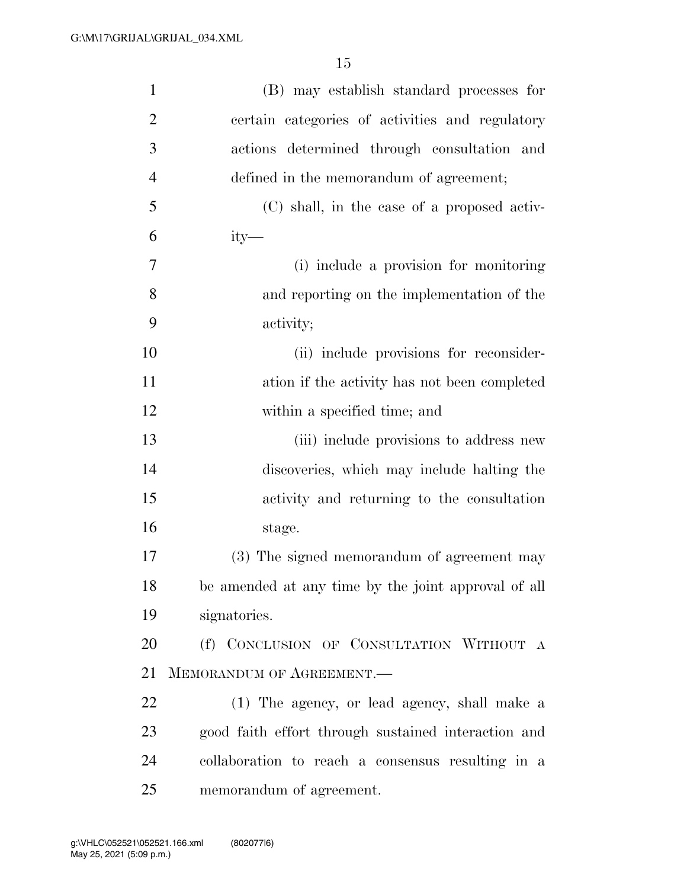(B) may establish standard processes for certain categories of activities and regulatory actions determined through consultation and defined in the memorandum of agreement;

(C) shall, in the case of a proposed activity—

(i) include a provision for monitoring and reporting on the implementation of the activity;

(ii) include provisions for reconsideration if the activity has not been completed within a specified time; and

(iii) include provisions to address new discoveries, which may include halting the activity and returning to the consultation stage.

(3) The signed memorandum of agreement may be amended at any time by the joint approval of all signatories.

(f) CONCLUSION OF CONSULTATION WITHOUT A MEMORANDUM OF AGREEMENT.—

(1) The agency, or lead agency, shall make a good faith effort through sustained interaction and collaboration to reach a consensus resulting in a memorandum of agreement.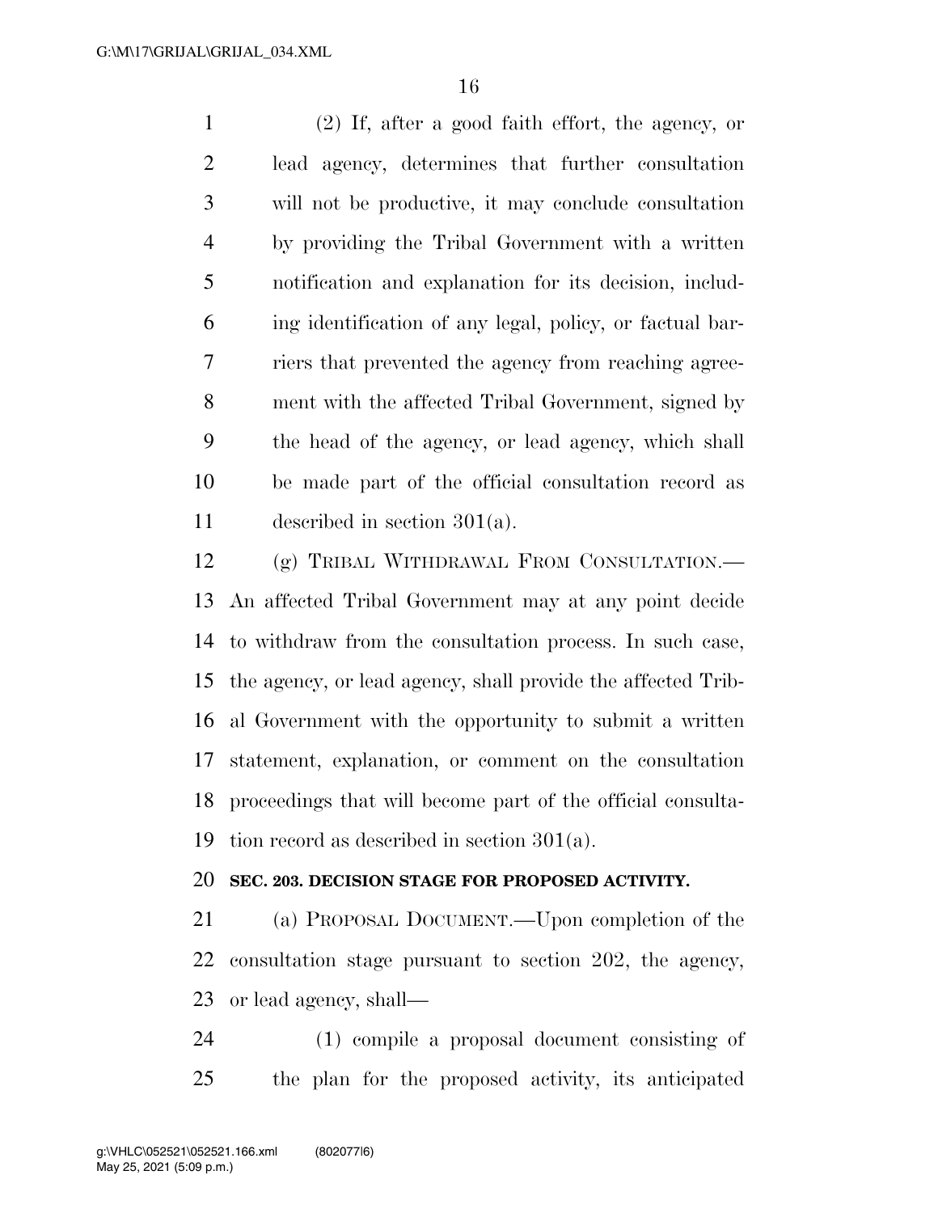(2) If, after a good faith effort, the agency, or lead agency, determines that further consultation will not be productive, it may conclude consultation by providing the Tribal Government with a written notification and explanation for its decision, including identification of any legal, policy, or factual barriers that prevented the agency from reaching agreement with the affected Tribal Government, signed by the head of the agency, or lead agency, which shall be made part of the official consultation record as described in section 301(a).

(g) TRIBAL WITHDRAWAL FROM CONSULTATION.—An affected Tribal Government may at any point decide to withdraw from the consultation process. In such case, the agency, or lead agency, shall provide the affected Tribal Government with the opportunity to submit a written statement, explanation, or comment on the consultation proceedings that will become part of the official consultation record as described in section 301(a).

**SEC. 203. DECISION STAGE FOR PROPOSED ACTIVITY.**

(a) PROPOSAL DOCUMENT.—Upon completion of the consultation stage pursuant to section 202, the agency, or lead agency, shall—

(1) compile a proposal document consisting of the plan for the proposed activity, its anticipated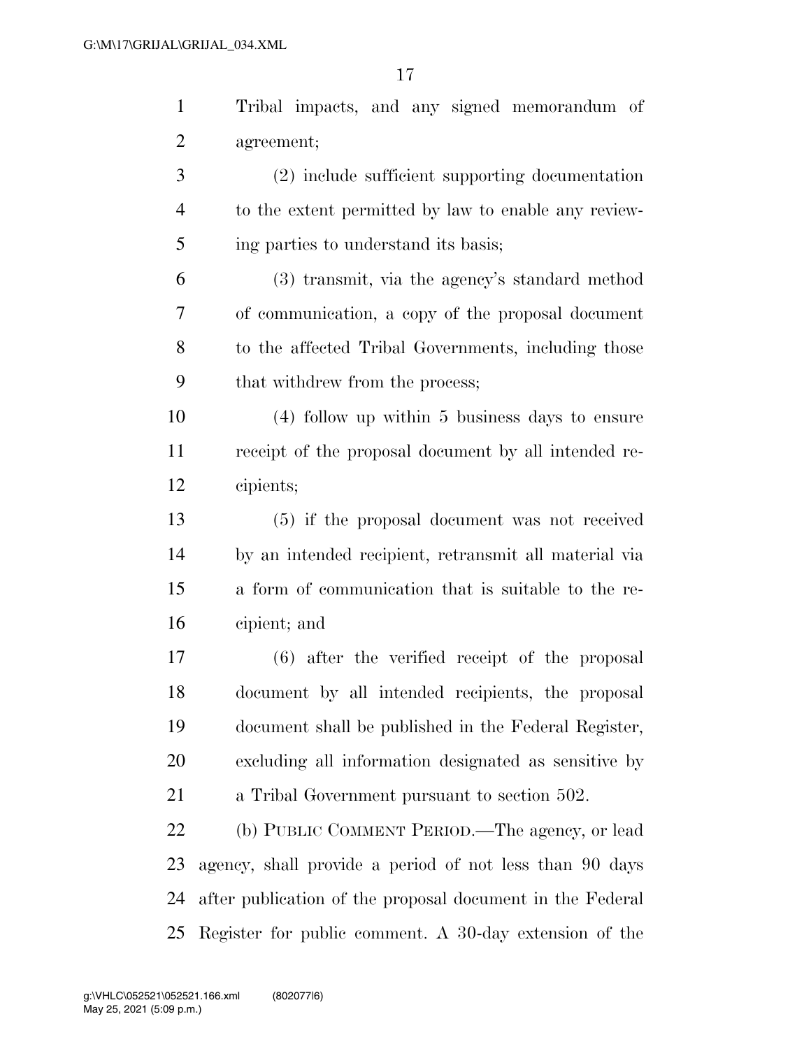Tribal impacts, and any signed memorandum of agreement;

(2) include sufficient supporting documentation to the extent permitted by law to enable any reviewing parties to understand its basis;

(3) transmit, via the agency's standard method of communication, a copy of the proposal document to the affected Tribal Governments, including those that withdrew from the process;

(4) follow up within 5 business days to ensure receipt of the proposal document by all intended recipients;

(5) if the proposal document was not received by an intended recipient, retransmit all material via a form of communication that is suitable to the recipient; and

(6) after the verified receipt of the proposal document by all intended recipients, the proposal document shall be published in the Federal Register, excluding all information designated as sensitive by a Tribal Government pursuant to section 502.

(b) PUBLIC COMMENT PERIOD.—The agency, or lead agency, shall provide a period of not less than 90 days after publication of the proposal document in the Federal Register for public comment. A 30-day extension of the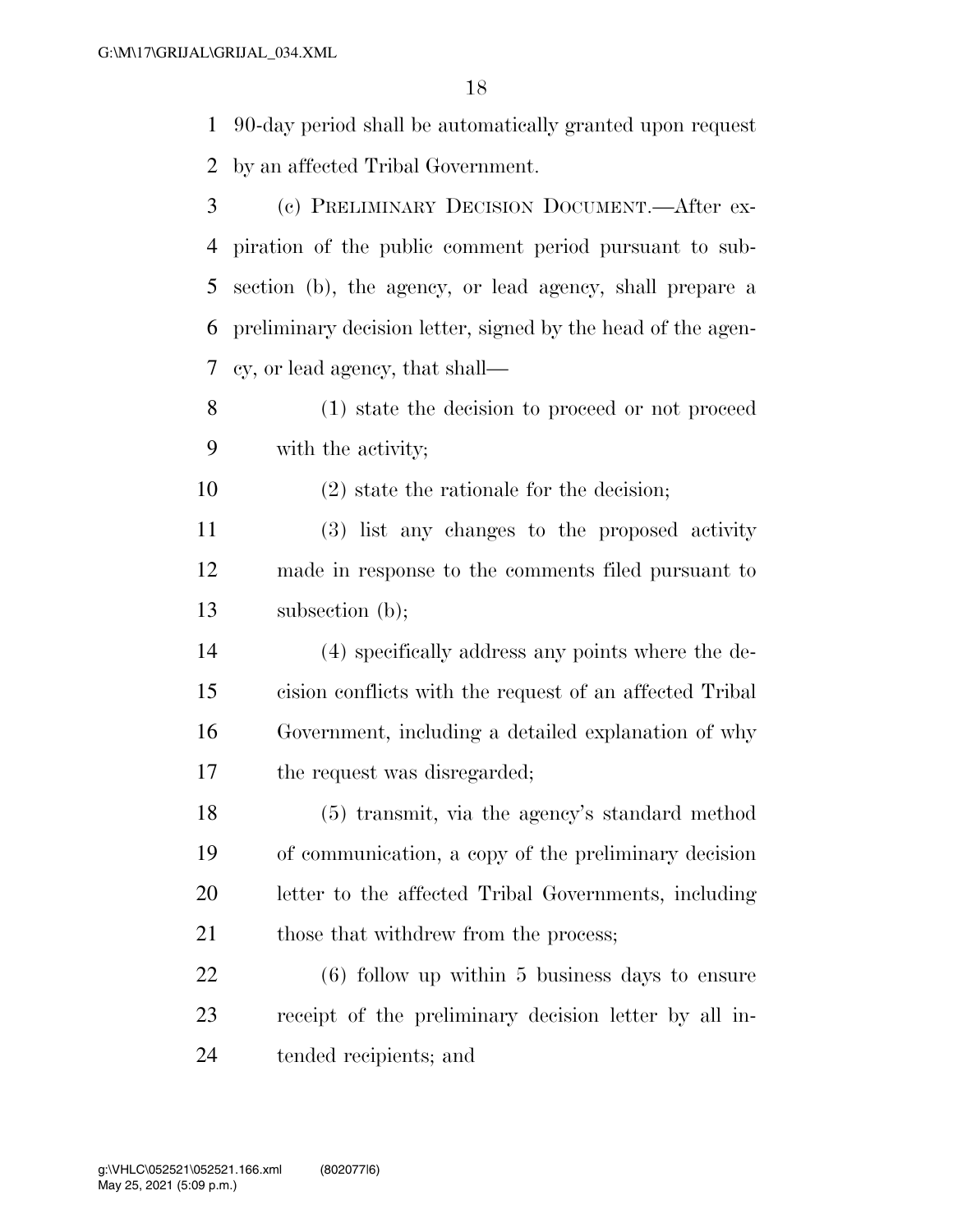90-day period shall be automatically granted upon request by an affected Tribal Government.

(c) PRELIMINARY DECISION DOCUMENT.—After expiration of the public comment period pursuant to subsection (b), the agency, or lead agency, shall prepare a preliminary decision letter, signed by the head of the agency, or lead agency, that shall—

(1) state the decision to proceed or not proceed with the activity;

(2) state the rationale for the decision;

(3) list any changes to the proposed activity made in response to the comments filed pursuant to subsection (b);

(4) specifically address any points where the decision conflicts with the request of an affected Tribal Government, including a detailed explanation of why the request was disregarded;

(5) transmit, via the agency's standard method of communication, a copy of the preliminary decision letter to the affected Tribal Governments, including those that withdrew from the process;

(6) follow up within 5 business days to ensure receipt of the preliminary decision letter by all intended recipients; and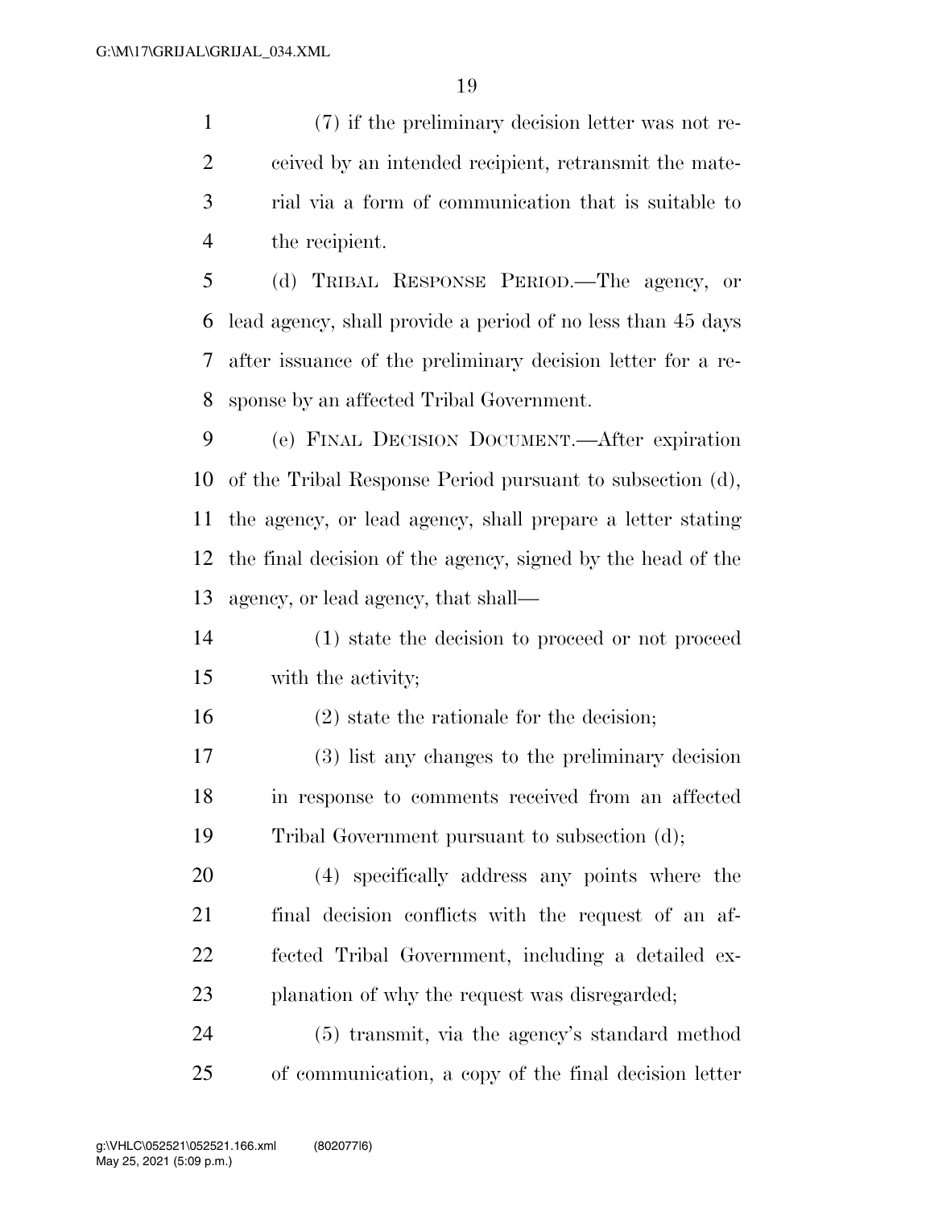(7) if the preliminary decision letter was not received by an intended recipient, retransmit the material via a form of communication that is suitable to the recipient.

(d) TRIBAL RESPONSE PERIOD.—The agency, or lead agency, shall provide a period of no less than 45 days after issuance of the preliminary decision letter for a response by an affected Tribal Government.

(e) FINAL DECISION DOCUMENT.—After expiration of the Tribal Response Period pursuant to subsection (d), the agency, or lead agency, shall prepare a letter stating the final decision of the agency, signed by the head of the agency, or lead agency, that shall—

(1) state the decision to proceed or not proceed with the activity;

(2) state the rationale for the decision;

(3) list any changes to the preliminary decision in response to comments received from an affected Tribal Government pursuant to subsection (d);

(4) specifically address any points where the final decision conflicts with the request of an affected Tribal Government, including a detailed explanation of why the request was disregarded;

(5) transmit, via the agency's standard method of communication, a copy of the final decision letter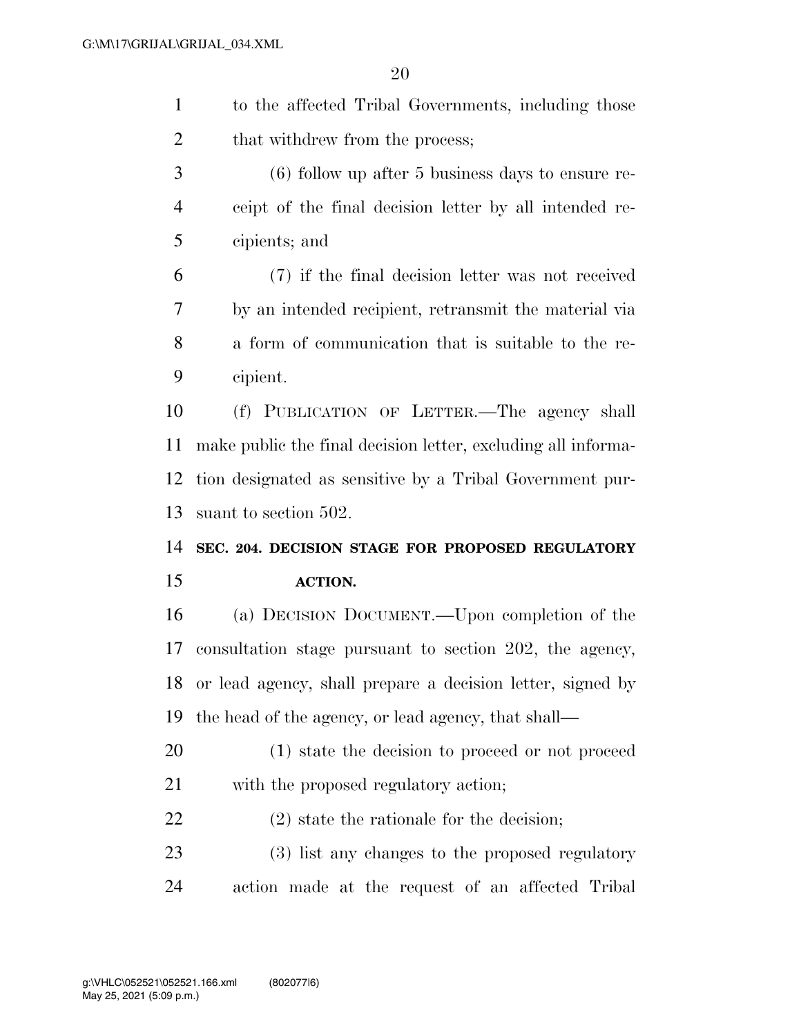to the affected Tribal Governments, including those that withdrew from the process;

(6) follow up after 5 business days to ensure receipt of the final decision letter by all intended recipients; and

(7) if the final decision letter was not received by an intended recipient, retransmit the material via a form of communication that is suitable to the recipient.

(f) PUBLICATION OF LETTER.—The agency shall make public the final decision letter, excluding all information designated as sensitive by a Tribal Government pursuant to section 502.

## SEC. 204. DECISION STAGE FOR PROPOSED REGULATORY ACTION.

(a) DECISION DOCUMENT.—Upon completion of the consultation stage pursuant to section 202, the agency, or lead agency, shall prepare a decision letter, signed by the head of the agency, or lead agency, that shall—

(1) state the decision to proceed or not proceed with the proposed regulatory action;

(2) state the rationale for the decision;

(3) list any changes to the proposed regulatory action made at the request of an affected Tribal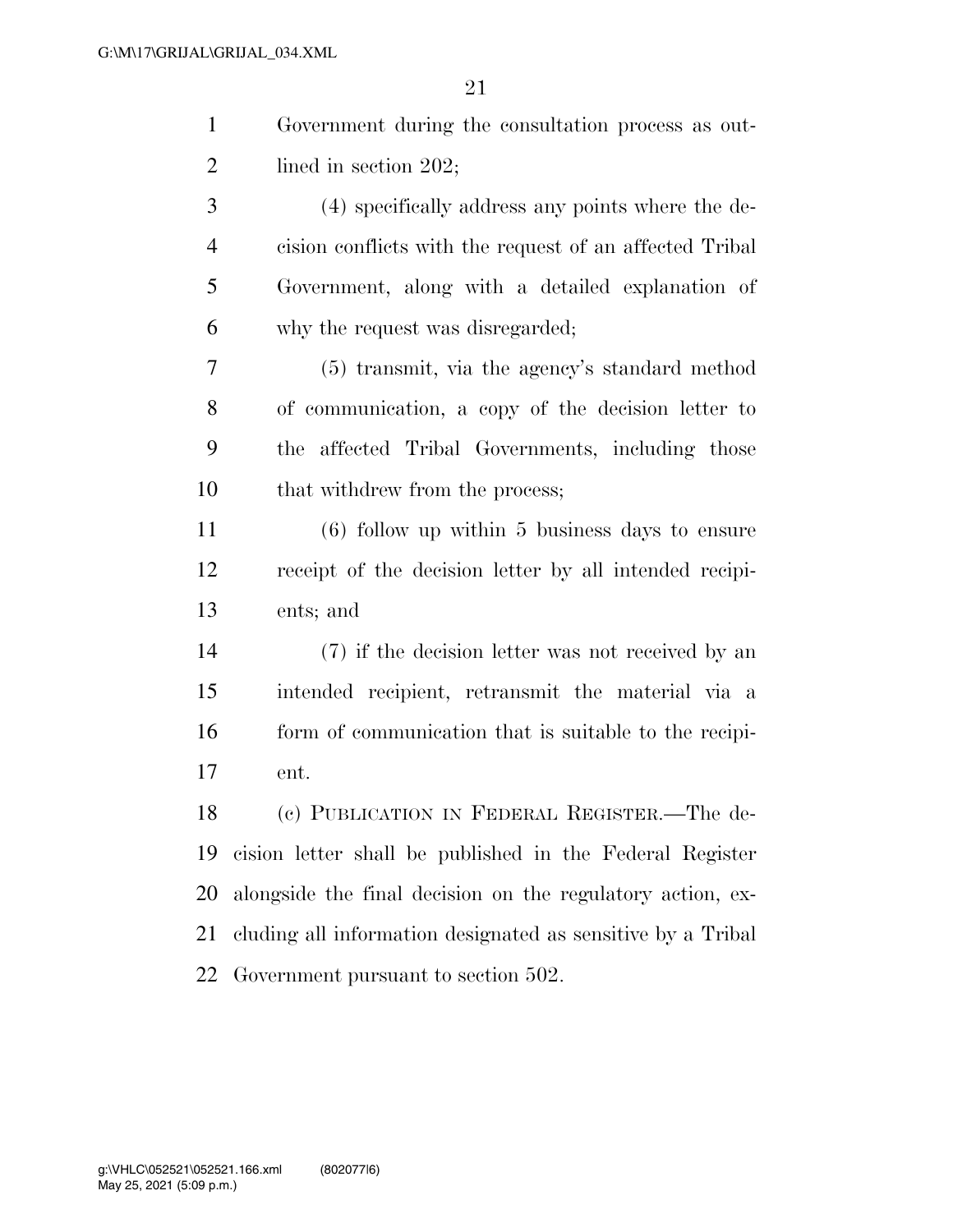Government during the consultation process as outlined in section 202;

(4) specifically address any points where the decision conflicts with the request of an affected Tribal Government, along with a detailed explanation of why the request was disregarded;

(5) transmit, via the agency's standard method of communication, a copy of the decision letter to the affected Tribal Governments, including those that withdrew from the process;

(6) follow up within 5 business days to ensure receipt of the decision letter by all intended recipients; and

(7) if the decision letter was not received by an intended recipient, retransmit the material via a form of communication that is suitable to the recipient.

(c) PUBLICATION IN FEDERAL REGISTER.—The decision letter shall be published in the Federal Register alongside the final decision on the regulatory action, excluding all information designated as sensitive by a Tribal Government pursuant to section 502.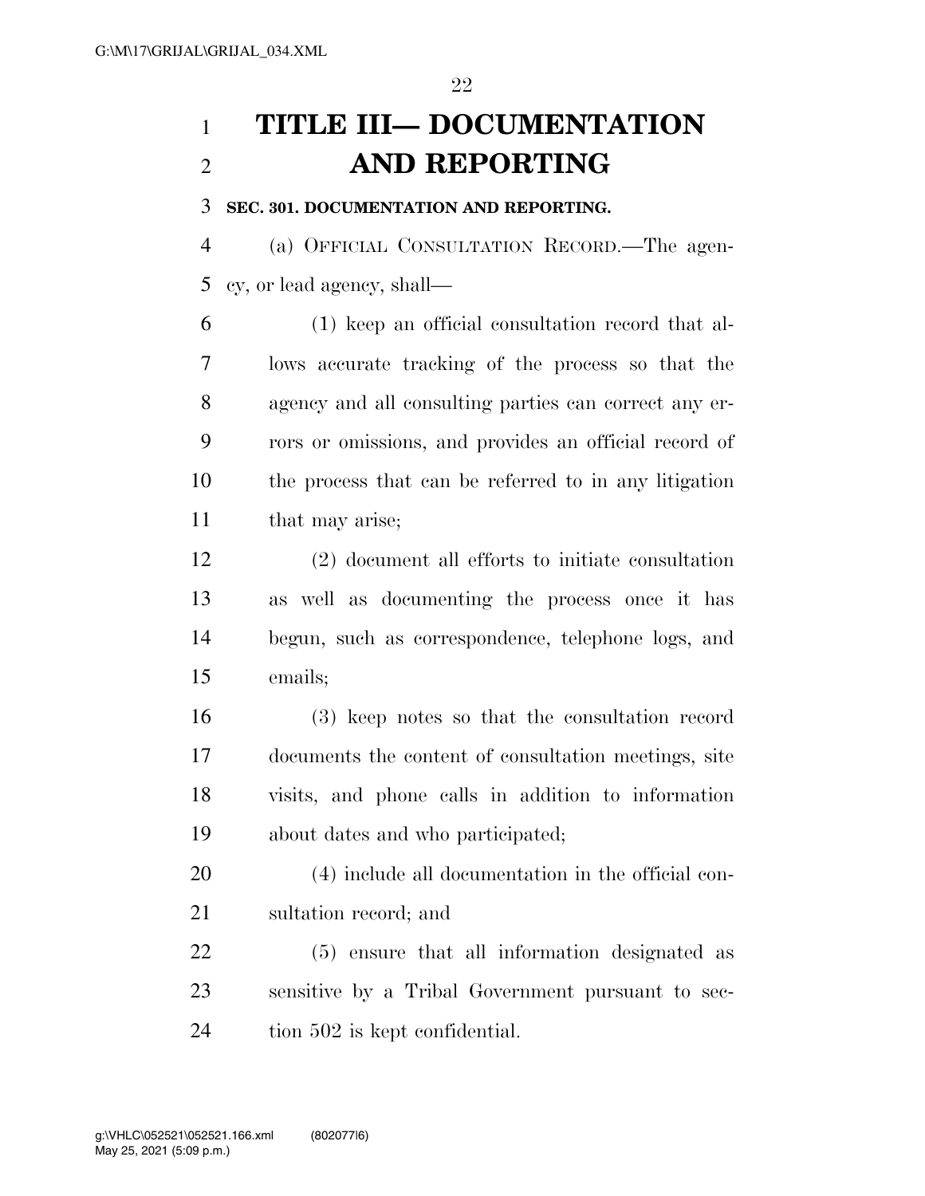# TITLE III— DOCUMENTATION AND REPORTING

**SEC. 301. DOCUMENTATION AND REPORTING.**

(a) OFFICIAL CONSULTATION RECORD.—The agency, or lead agency, shall—

(1) keep an official consultation record that allows accurate tracking of the process so that the agency and all consulting parties can correct any errors or omissions, and provides an official record of the process that can be referred to in any litigation that may arise;

(2) document all efforts to initiate consultation as well as documenting the process once it has begun, such as correspondence, telephone logs, and emails;

(3) keep notes so that the consultation record documents the content of consultation meetings, site visits, and phone calls in addition to information about dates and who participated;

(4) include all documentation in the official consultation record; and

(5) ensure that all information designated as sensitive by a Tribal Government pursuant to section 502 is kept confidential.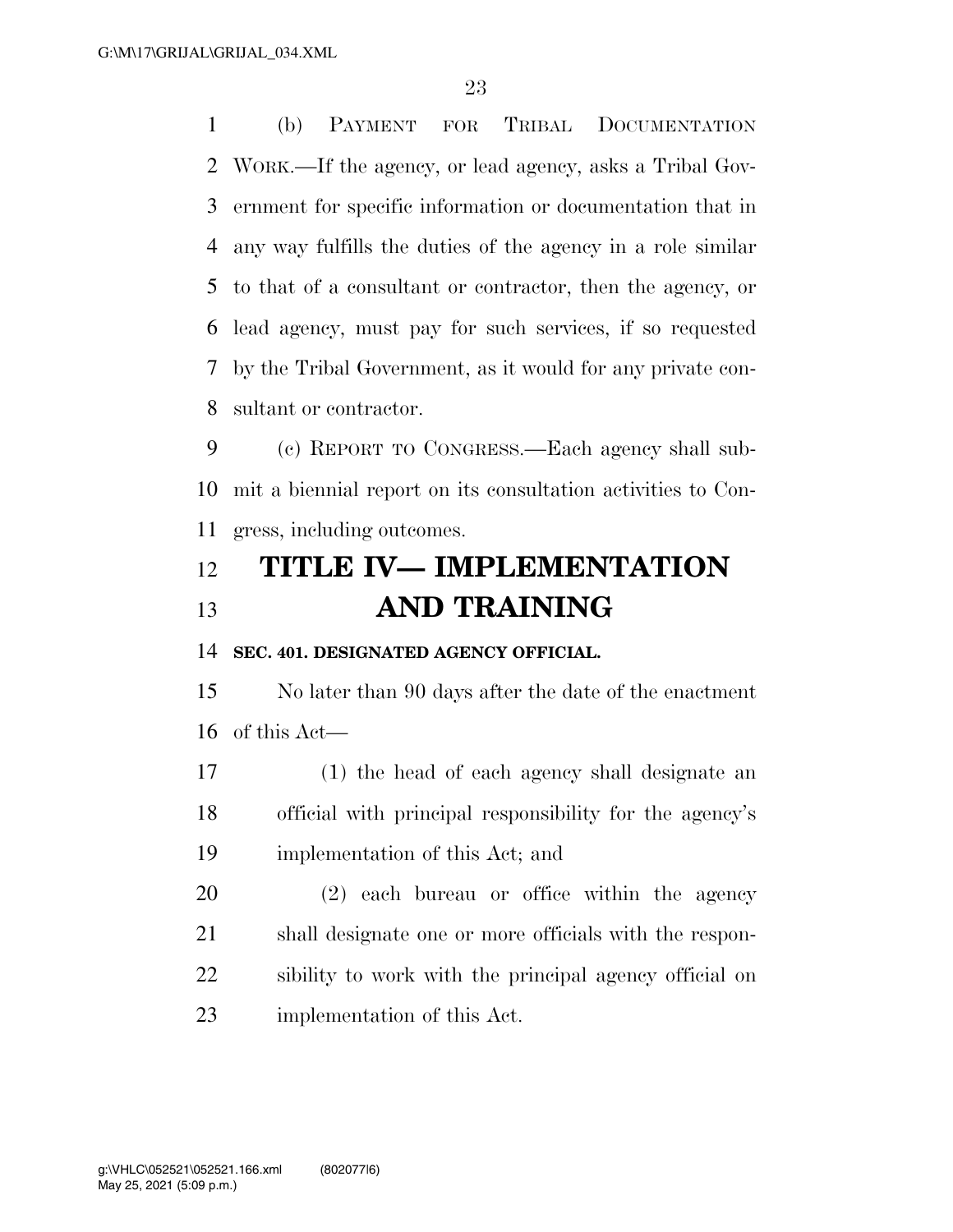(b) PAYMENT FOR TRIBAL DOCUMENTATION WORK.—If the agency, or lead agency, asks a Tribal Government for specific information or documentation that in any way fulfills the duties of the agency in a role similar to that of a consultant or contractor, then the agency, or lead agency, must pay for such services, if so requested by the Tribal Government, as it would for any private consultant or contractor.

(c) REPORT TO CONGRESS.—Each agency shall submit a biennial report on its consultation activities to Congress, including outcomes.

# TITLE IV— IMPLEMENTATION AND TRAINING

### SEC. 401. DESIGNATED AGENCY OFFICIAL.

No later than 90 days after the date of the enactment of this Act—

(1) the head of each agency shall designate an official with principal responsibility for the agency's implementation of this Act; and

(2) each bureau or office within the agency shall designate one or more officials with the responsibility to work with the principal agency official on implementation of this Act.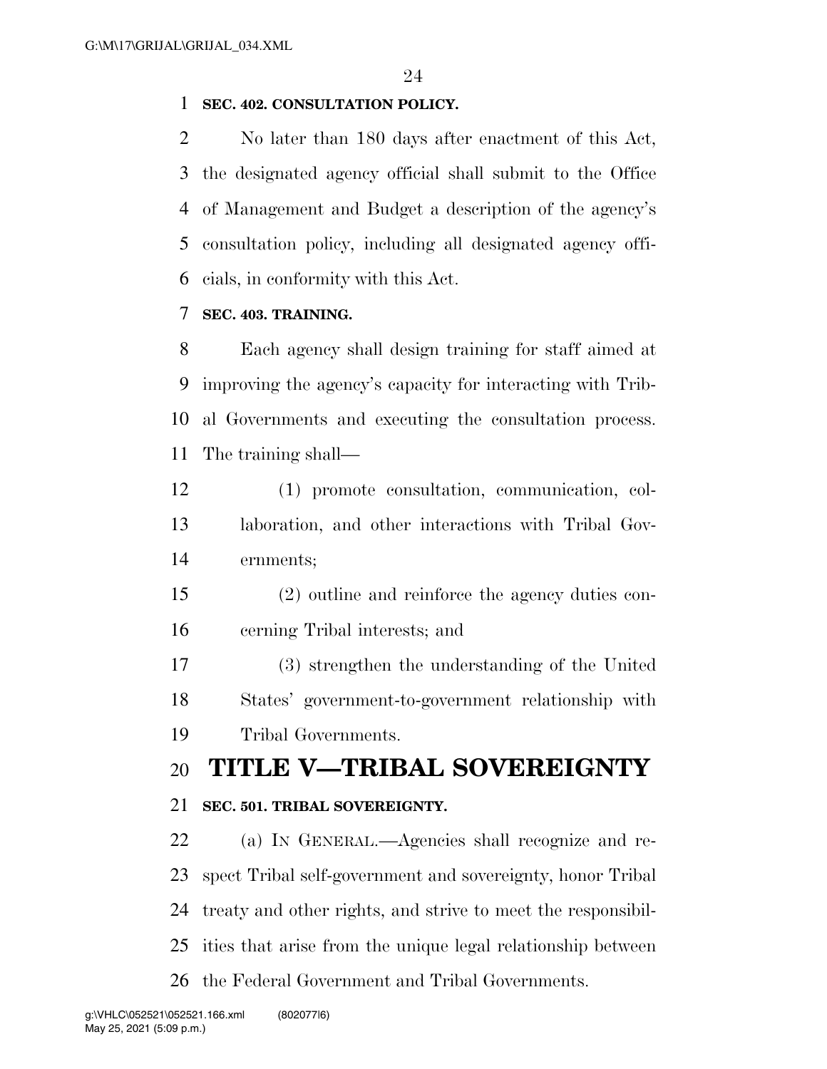**SEC. 402. CONSULTATION POLICY.**

No later than 180 days after enactment of this Act, the designated agency official shall submit to the Office of Management and Budget a description of the agency's consultation policy, including all designated agency officials, in conformity with this Act.

**SEC. 403. TRAINING.**

Each agency shall design training for staff aimed at improving the agency's capacity for interacting with Tribal Governments and executing the consultation process. The training shall—

(1) promote consultation, communication, collaboration, and other interactions with Tribal Governments;

(2) outline and reinforce the agency duties concerning Tribal interests; and

(3) strengthen the understanding of the United States' government-to-government relationship with Tribal Governments.

# TITLE V—TRIBAL SOVEREIGNTY

**SEC. 501. TRIBAL SOVEREIGNTY.**

(a) IN GENERAL.—Agencies shall recognize and respect Tribal self-government and sovereignty, honor Tribal treaty and other rights, and strive to meet the responsibilities that arise from the unique legal relationship between the Federal Government and Tribal Governments.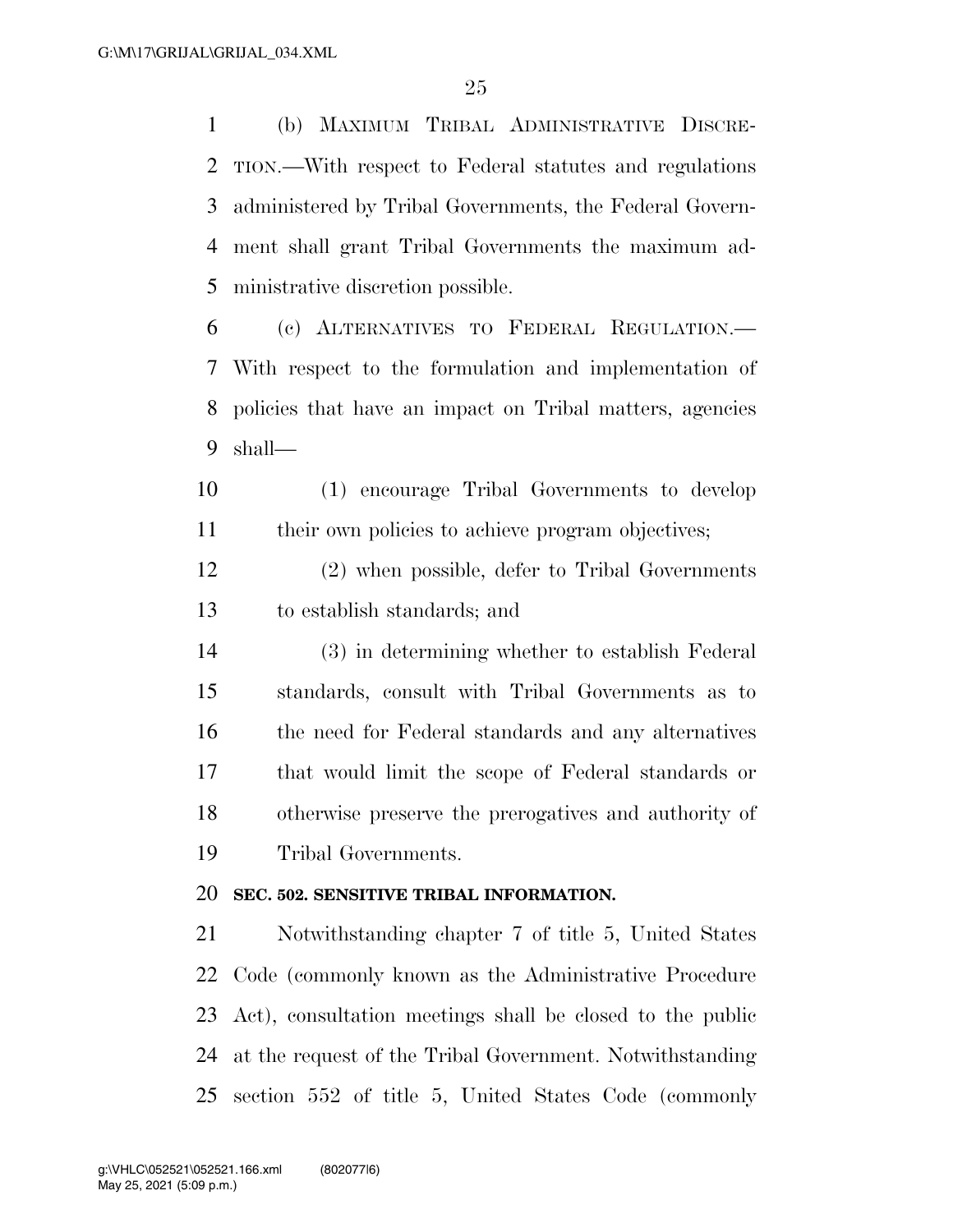(b) MAXIMUM TRIBAL ADMINISTRATIVE DISCRETION.—With respect to Federal statutes and regulations administered by Tribal Governments, the Federal Government shall grant Tribal Governments the maximum administrative discretion possible.

(c) ALTERNATIVES TO FEDERAL REGULATION.—With respect to the formulation and implementation of policies that have an impact on Tribal matters, agencies shall—

(1) encourage Tribal Governments to develop their own policies to achieve program objectives;

(2) when possible, defer to Tribal Governments to establish standards; and

(3) in determining whether to establish Federal standards, consult with Tribal Governments as to the need for Federal standards and any alternatives that would limit the scope of Federal standards or otherwise preserve the prerogatives and authority of Tribal Governments.

### SEC. 502. SENSITIVE TRIBAL INFORMATION.

Notwithstanding chapter 7 of title 5, United States Code (commonly known as the Administrative Procedure Act), consultation meetings shall be closed to the public at the request of the Tribal Government. Notwithstanding section 552 of title 5, United States Code (commonly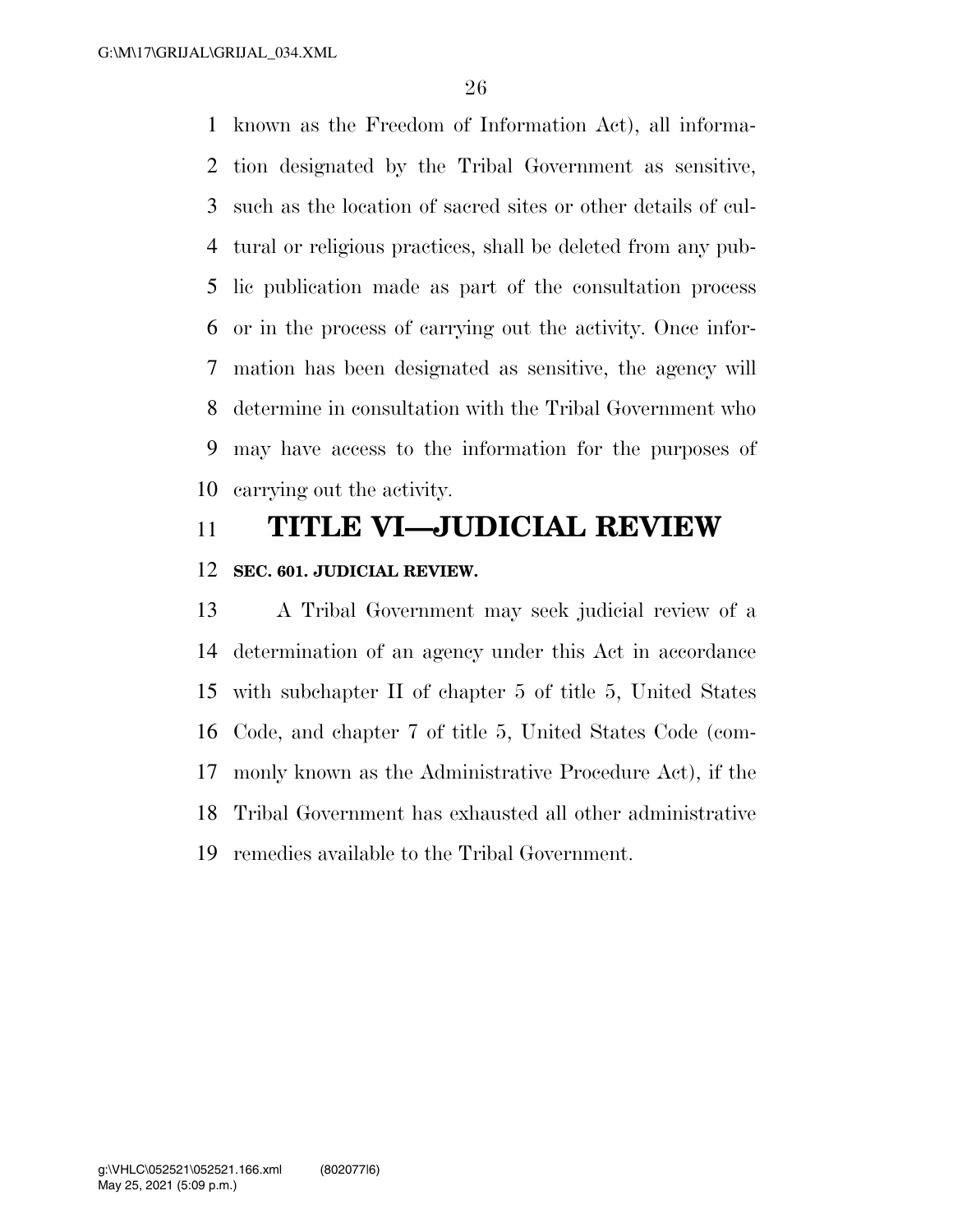known as the Freedom of Information Act), all information designated by the Tribal Government as sensitive, such as the location of sacred sites or other details of cultural or religious practices, shall be deleted from any public publication made as part of the consultation process or in the process of carrying out the activity. Once information has been designated as sensitive, the agency will determine in consultation with the Tribal Government who may have access to the information for the purposes of carrying out the activity.

# TITLE VI—JUDICIAL REVIEW

## SEC. 601. JUDICIAL REVIEW.

A Tribal Government may seek judicial review of a determination of an agency under this Act in accordance with subchapter II of chapter 5 of title 5, United States Code, and chapter 7 of title 5, United States Code (commonly known as the Administrative Procedure Act), if the Tribal Government has exhausted all other administrative remedies available to the Tribal Government.